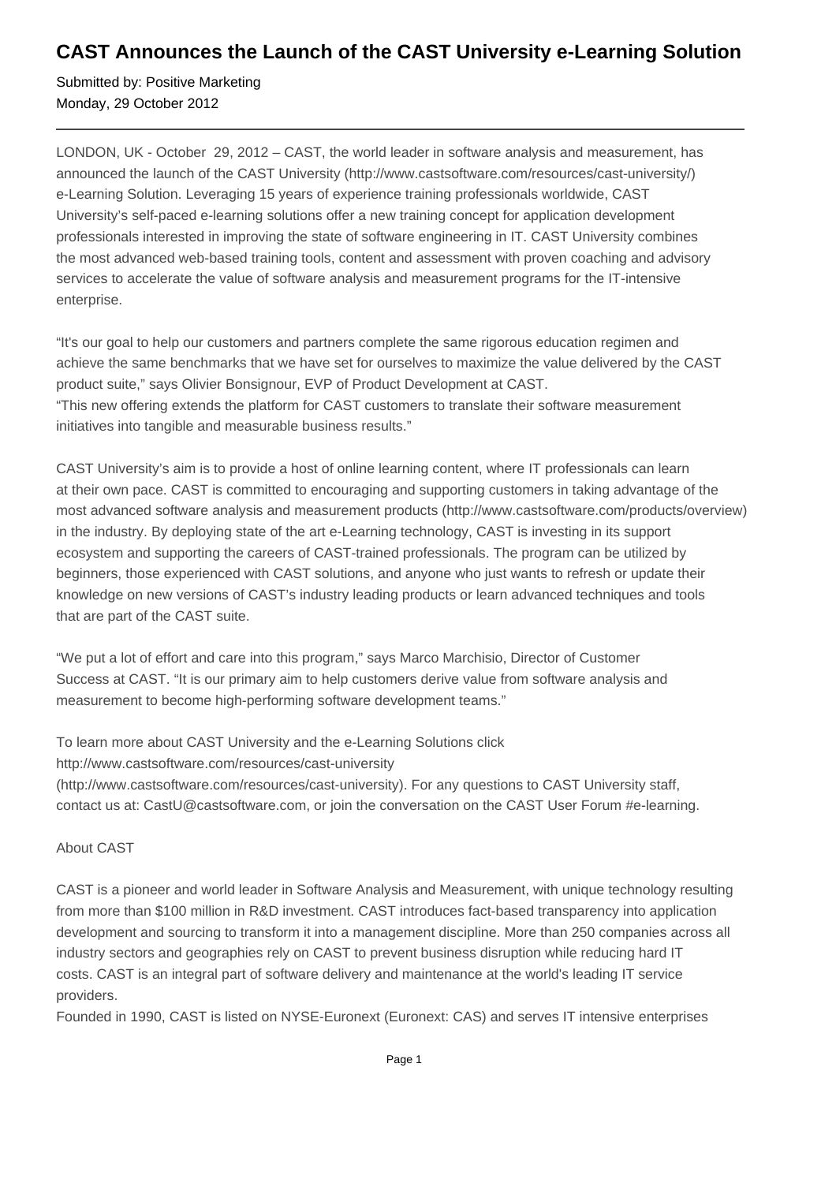# CAST Announces the Launch of the CAST University e-Learning Solution

Submitted by: Positive Marketing
Monday, 29 October 2012

---

LONDON, UK - October 29, 2012 – CAST, the world leader in software analysis and measurement, has announced the launch of the CAST University (http://www.castsoftware.com/resources/cast-university/) e-Learning Solution. Leveraging 15 years of experience training professionals worldwide, CAST University's self-paced e-learning solutions offer a new training concept for application development professionals interested in improving the state of software engineering in IT. CAST University combines the most advanced web-based training tools, content and assessment with proven coaching and advisory services to accelerate the value of software analysis and measurement programs for the IT-intensive enterprise.

"It's our goal to help our customers and partners complete the same rigorous education regimen and achieve the same benchmarks that we have set for ourselves to maximize the value delivered by the CAST product suite," says Olivier Bonsignour, EVP of Product Development at CAST.
"This new offering extends the platform for CAST customers to translate their software measurement initiatives into tangible and measurable business results."

CAST University's aim is to provide a host of online learning content, where IT professionals can learn at their own pace. CAST is committed to encouraging and supporting customers in taking advantage of the most advanced software analysis and measurement products (http://www.castsoftware.com/products/overview) in the industry. By deploying state of the art e-Learning technology, CAST is investing in its support ecosystem and supporting the careers of CAST-trained professionals. The program can be utilized by beginners, those experienced with CAST solutions, and anyone who just wants to refresh or update their knowledge on new versions of CAST's industry leading products or learn advanced techniques and tools that are part of the CAST suite.

"We put a lot of effort and care into this program," says Marco Marchisio, Director of Customer Success at CAST. "It is our primary aim to help customers derive value from software analysis and measurement to become high-performing software development teams."

To learn more about CAST University and the e-Learning Solutions click http://www.castsoftware.com/resources/cast-university (http://www.castsoftware.com/resources/cast-university). For any questions to CAST University staff, contact us at: CastU@castsoftware.com, or join the conversation on the CAST User Forum #e-learning.

About CAST

CAST is a pioneer and world leader in Software Analysis and Measurement, with unique technology resulting from more than $100 million in R&D investment. CAST introduces fact-based transparency into application development and sourcing to transform it into a management discipline. More than 250 companies across all industry sectors and geographies rely on CAST to prevent business disruption while reducing hard IT costs. CAST is an integral part of software delivery and maintenance at the world's leading IT service providers.
Founded in 1990, CAST is listed on NYSE-Euronext (Euronext: CAS) and serves IT intensive enterprises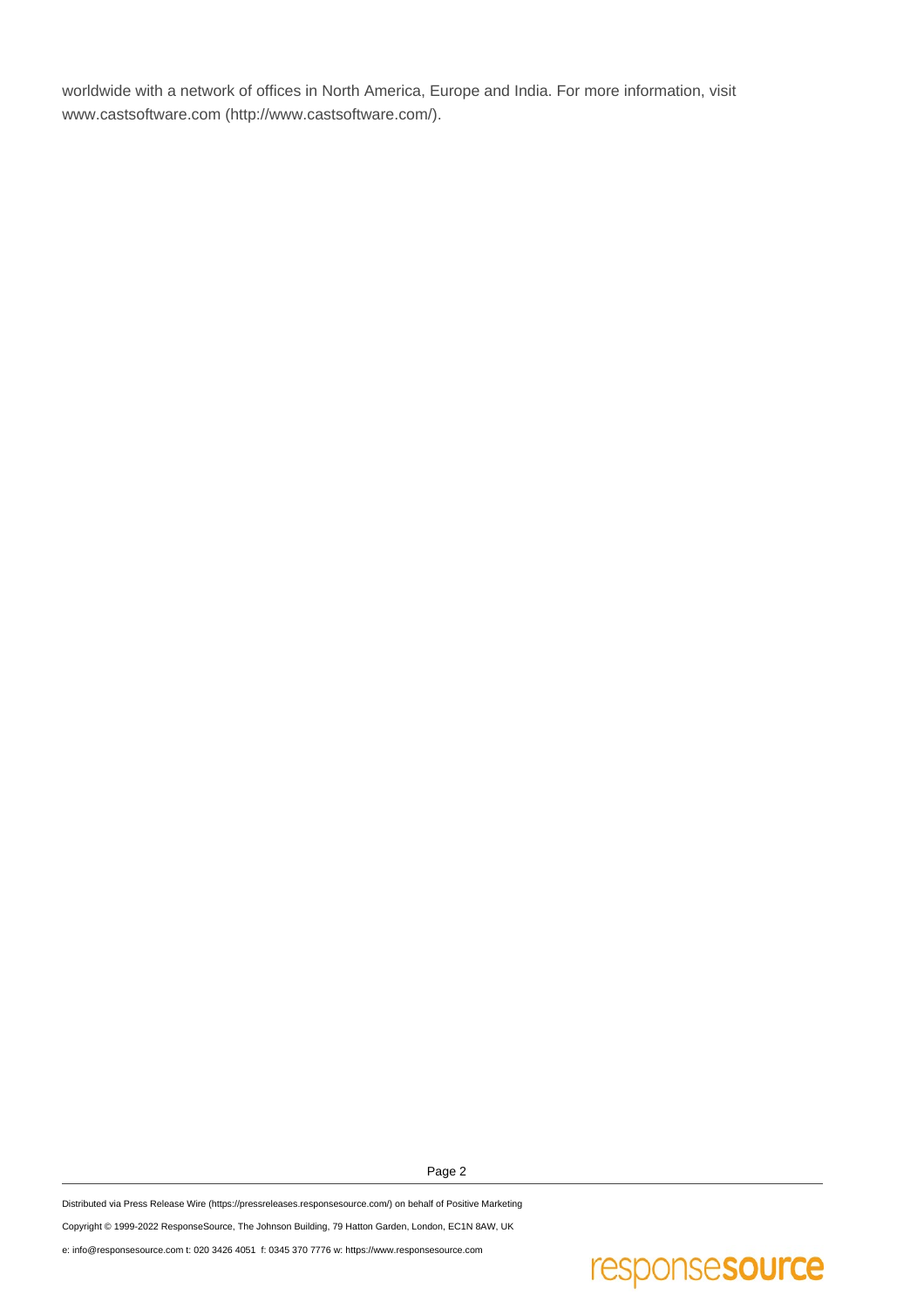worldwide with a network of offices in North America, Europe and India. For more information, visit www.castsoftware.com (http://www.castsoftware.com/).